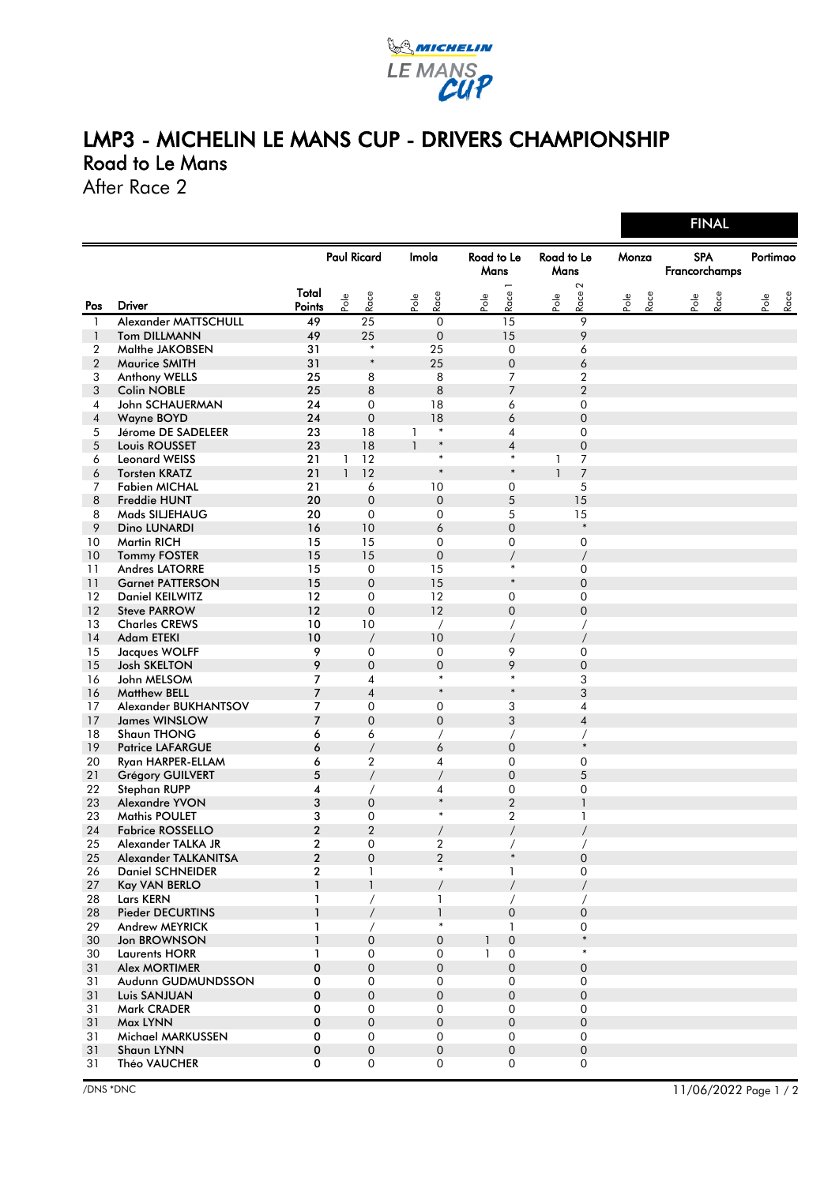# LMP3 - MICHELIN LE MANS CUP - DRIVERS CHAMPIONSHIP

## Road to Le Mans

After Race 2

FINAL

| Pos | Driver | Total Points | Paul Ricard Pole | Paul Ricard Race | Imola Pole | Imola Race | Road to Le Mans Pole | Road to Le Mans Race 1 | Road to Le Mans Pole | Road to Le Mans Race 2 | Monza Pole | Monza Race | SPA Francorchamps Pole | SPA Francorchamps Race | Portimao Pole | Portimao Race |
|---|---|---|---|---|---|---|---|---|---|---|---|---|---|---|---|---|
| 1 | Alexander MATTSCHULL | 49 | | 25 | | 0 | | 15 | | 9 | | | | | | |
| 1 | Tom DILLMANN | 49 | | 25 | | 0 | | 15 | | 9 | | | | | | |
| 2 | Malthe JAKOBSEN | 31 | | * | | 25 | | 0 | | 6 | | | | | | |
| 2 | Maurice SMITH | 31 | | * | | 25 | | 0 | | 6 | | | | | | |
| 3 | Anthony WELLS | 25 | | 8 | | 8 | | 7 | | 2 | | | | | | |
| 3 | Colin NOBLE | 25 | | 8 | | 8 | | 7 | | 2 | | | | | | |
| 4 | John SCHAUERMAN | 24 | | 0 | | 18 | | 6 | | 0 | | | | | | |
| 4 | Wayne BOYD | 24 | | 0 | | 18 | | 6 | | 0 | | | | | | |
| 5 | Jérome DE SADELEER | 23 | | 18 | 1 | * | | 4 | | 0 | | | | | | |
| 5 | Louis ROUSSET | 23 | | 18 | 1 | * | | 4 | | 0 | | | | | | |
| 6 | Leonard WEISS | 21 | 1 | 12 | | * | | * | 1 | 7 | | | | | | |
| 6 | Torsten KRATZ | 21 | 1 | 12 | | * | | * | 1 | 7 | | | | | | |
| 7 | Fabien MICHAL | 21 | | 6 | | 10 | | 0 | | 5 | | | | | | |
| 8 | Freddie HUNT | 20 | | 0 | | 0 | | 5 | | 15 | | | | | | |
| 8 | Mads SILJEHAUG | 20 | | 0 | | 0 | | 5 | | 15 | | | | | | |
| 9 | Dino LUNARDI | 16 | | 10 | | 6 | | 0 | | * | | | | | | |
| 10 | Martin RICH | 15 | | 15 | | 0 | | 0 | | 0 | | | | | | |
| 10 | Tommy FOSTER | 15 | | 15 | | 0 | | / | | / | | | | | | |
| 11 | Andres LATORRE | 15 | | 0 | | 15 | | * | | 0 | | | | | | |
| 11 | Garnet PATTERSON | 15 | | 0 | | 15 | | * | | 0 | | | | | | |
| 12 | Daniel KEILWITZ | 12 | | 0 | | 12 | | 0 | | 0 | | | | | | |
| 12 | Steve PARROW | 12 | | 0 | | 12 | | 0 | | 0 | | | | | | |
| 13 | Charles CREWS | 10 | | 10 | | / | | / | | / | | | | | | |
| 14 | Adam ETEKI | 10 | | / | | 10 | | / | | / | | | | | | |
| 15 | Jacques WOLFF | 9 | | 0 | | 0 | | 9 | | 0 | | | | | | |
| 15 | Josh SKELTON | 9 | | 0 | | 0 | | 9 | | 0 | | | | | | |
| 16 | John MELSOM | 7 | | 4 | | * | | * | | 3 | | | | | | |
| 16 | Matthew BELL | 7 | | 4 | | * | | * | | 3 | | | | | | |
| 17 | Alexander BUKHANTSOV | 7 | | 0 | | 0 | | 3 | | 4 | | | | | | |
| 17 | James WINSLOW | 7 | | 0 | | 0 | | 3 | | 4 | | | | | | |
| 18 | Shaun THONG | 6 | | 6 | | / | | / | | / | | | | | | |
| 19 | Patrice LAFARGUE | 6 | | / | | 6 | | 0 | | * | | | | | | |
| 20 | Ryan HARPER-ELLAM | 6 | | 2 | | 4 | | 0 | | 0 | | | | | | |
| 21 | Grégory GUILVERT | 5 | | / | | / | | 0 | | 5 | | | | | | |
| 22 | Stephan RUPP | 4 | | / | | 4 | | 0 | | 0 | | | | | | |
| 23 | Alexandre YVON | 3 | | 0 | | * | | 2 | | 1 | | | | | | |
| 23 | Mathis POULET | 3 | | 0 | | * | | 2 | | 1 | | | | | | |
| 24 | Fabrice ROSSELLO | 2 | | 2 | | / | | / | | / | | | | | | |
| 25 | Alexander TALKA JR | 2 | | 0 | | 2 | | / | | / | | | | | | |
| 25 | Alexander TALKANITSA | 2 | | 0 | | 2 | | * | | 0 | | | | | | |
| 26 | Daniel SCHNEIDER | 2 | | 1 | | * | | 1 | | 0 | | | | | | |
| 27 | Kay VAN BERLO | 1 | | 1 | | / | | / | | / | | | | | | |
| 28 | Lars KERN | 1 | | / | | 1 | | / | | / | | | | | | |
| 28 | Pieder DECURTINS | 1 | | / | | 1 | | 0 | | 0 | | | | | | |
| 29 | Andrew MEYRICK | 1 | | / | | * | | 1 | | 0 | | | | | | |
| 30 | Jon BROWNSON | 1 | | 0 | | 0 | 1 | 0 | | * | | | | | | |
| 30 | Laurents HORR | 1 | | 0 | | 0 | 1 | 0 | | * | | | | | | |
| 31 | Alex MORTIMER | 0 | | 0 | | 0 | | 0 | | 0 | | | | | | |
| 31 | Audunn GUDMUNDSSON | 0 | | 0 | | 0 | | 0 | | 0 | | | | | | |
| 31 | Luis SANJUAN | 0 | | 0 | | 0 | | 0 | | 0 | | | | | | |
| 31 | Mark CRADER | 0 | | 0 | | 0 | | 0 | | 0 | | | | | | |
| 31 | Max LYNN | 0 | | 0 | | 0 | | 0 | | 0 | | | | | | |
| 31 | Michael MARKUSSEN | 0 | | 0 | | 0 | | 0 | | 0 | | | | | | |
| 31 | Shaun LYNN | 0 | | 0 | | 0 | | 0 | | 0 | | | | | | |
| 31 | Théo VAUCHER | 0 | | 0 | | 0 | | 0 | | 0 | | | | | | |

/DNS *DNC

11/06/2022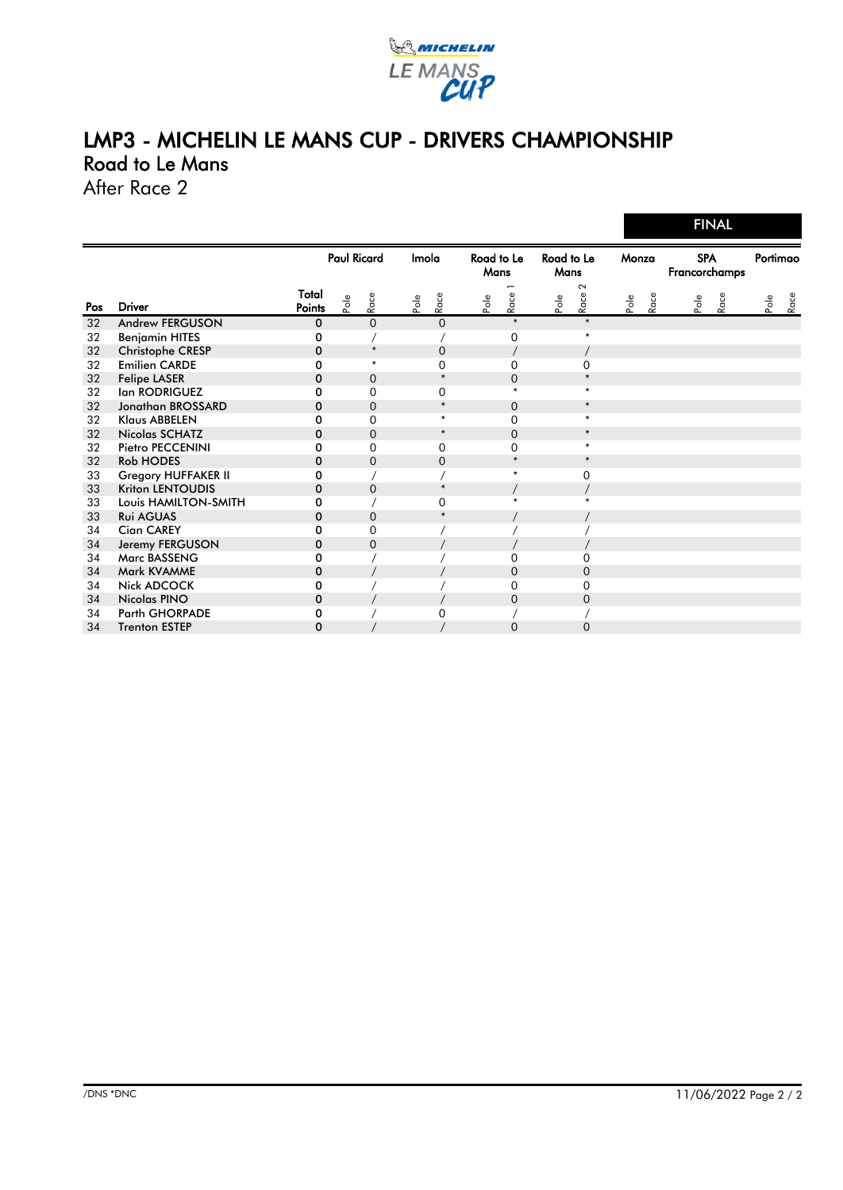# LMP3 - MICHELIN LE MANS CUP - DRIVERS CHAMPIONSHIP

## Road to Le Mans

After Race 2

FINAL

| Pos | Driver | Total Points | Paul Ricard Pole | Paul Ricard Race | Imola Pole | Imola Race | Road to Le Mans Pole | Road to Le Mans Race 1 | Road to Le Mans Pole | Road to Le Mans Race 2 | Monza Pole | Monza Race | SPA Francorchamps Pole | SPA Francorchamps Race | Portimao Pole | Portimao Race |
|---|---|---|---|---|---|---|---|---|---|---|---|---|---|---|---|---|
| 32 | Andrew FERGUSON | 0 | | 0 | | 0 | | * | | * | | | | | | |
| 32 | Benjamin HITES | 0 | | / | | / | | 0 | | * | | | | | | |
| 32 | Christophe CRESP | 0 | | * | | 0 | | / | | / | | | | | | |
| 32 | Emilien CARDE | 0 | | * | | 0 | | 0 | | 0 | | | | | | |
| 32 | Felipe LASER | 0 | | 0 | | * | | 0 | | * | | | | | | |
| 32 | Ian RODRIGUEZ | 0 | | 0 | | 0 | | * | | * | | | | | | |
| 32 | Jonathan BROSSARD | 0 | | 0 | | * | | 0 | | * | | | | | | |
| 32 | Klaus ABBELEN | 0 | | 0 | | * | | 0 | | * | | | | | | |
| 32 | Nicolas SCHATZ | 0 | | 0 | | * | | 0 | | * | | | | | | |
| 32 | Pietro PECCENINI | 0 | | 0 | | 0 | | 0 | | * | | | | | | |
| 32 | Rob HODES | 0 | | 0 | | 0 | | * | | * | | | | | | |
| 33 | Gregory HUFFAKER II | 0 | | / | | / | | * | | 0 | | | | | | |
| 33 | Kriton LENTOUDIS | 0 | | 0 | | * | | / | | / | | | | | | |
| 33 | Louis HAMILTON-SMITH | 0 | | / | | 0 | | * | | * | | | | | | |
| 33 | Rui AGUAS | 0 | | 0 | | * | | / | | / | | | | | | |
| 34 | Cian CAREY | 0 | | 0 | | / | | / | | / | | | | | | |
| 34 | Jeremy FERGUSON | 0 | | 0 | | / | | / | | / | | | | | | |
| 34 | Marc BASSENG | 0 | | / | | / | | 0 | | 0 | | | | | | |
| 34 | Mark KVAMME | 0 | | / | | / | | 0 | | 0 | | | | | | |
| 34 | Nick ADCOCK | 0 | | / | | / | | 0 | | 0 | | | | | | |
| 34 | Nicolas PINO | 0 | | / | | / | | 0 | | 0 | | | | | | |
| 34 | Parth GHORPADE | 0 | | / | | 0 | | / | | / | | | | | | |
| 34 | Trenton ESTEP | 0 | | / | | / | | 0 | | 0 | | | | | | |

/DNS *DNC

11/06/2022